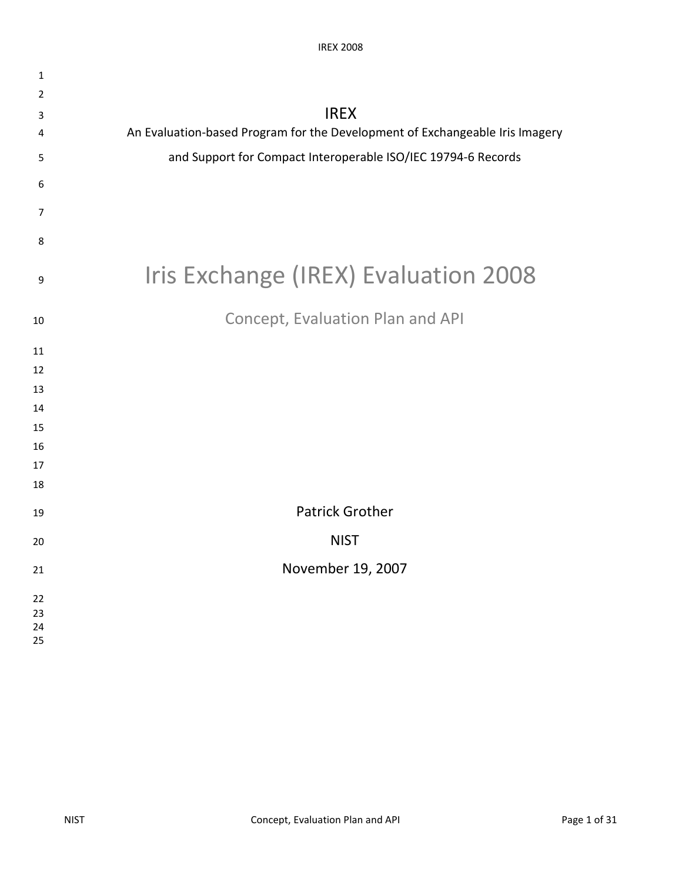# IREX

An Evaluation-based Program for the Development of Exchangeable Iris Imagery

and Support for Compact Interoperable ISO/IEC 19794-6 Records

# Iris Exchange (IREX) Evaluation 2008

## Concept, Evaluation Plan and API

Patrick Grother

NIST

November 19, 2007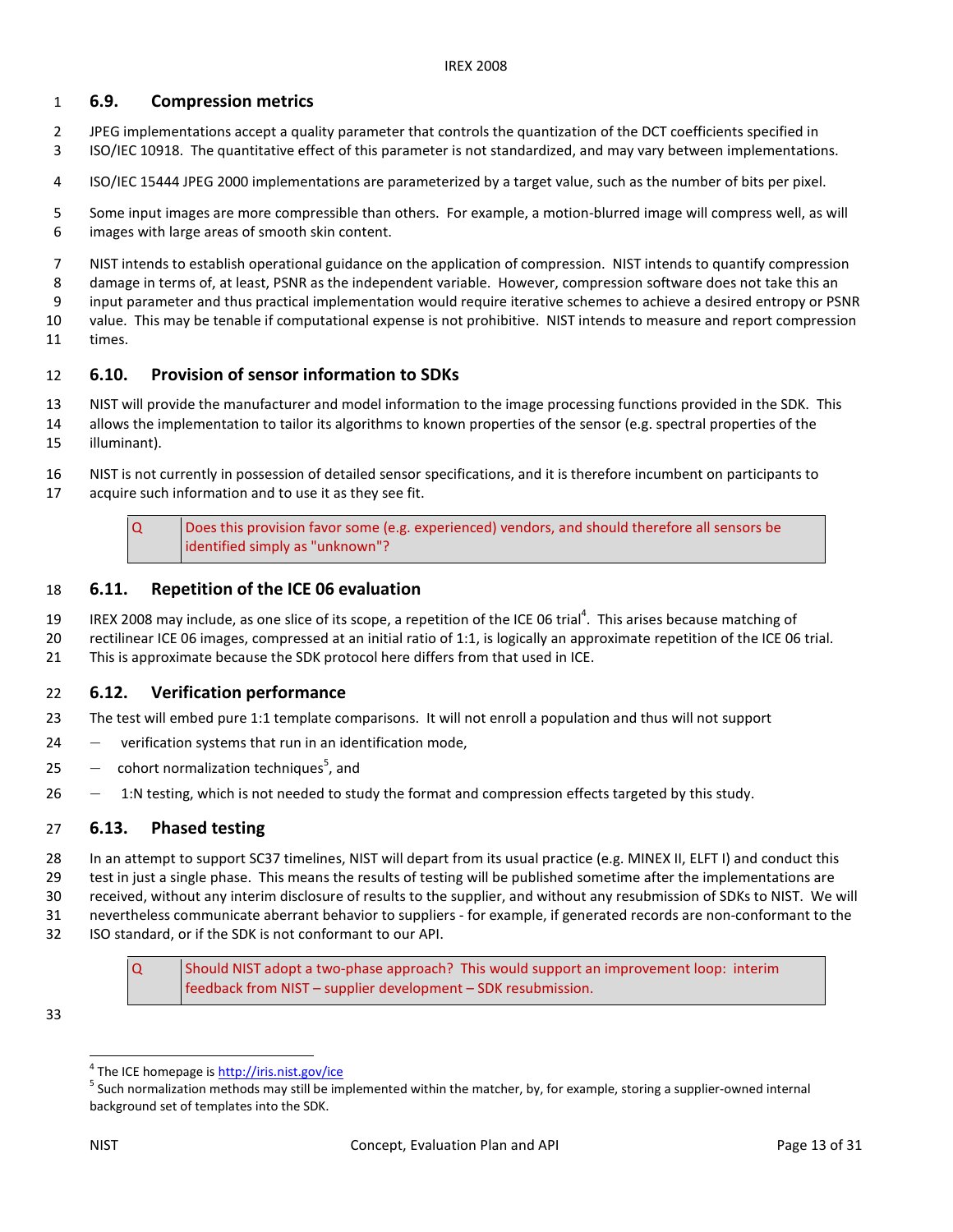## 6.9. Compression metrics

JPEG implementations accept a quality parameter that controls the quantization of the DCT coefficients specified in ISO/IEC 10918. The quantitative effect of this parameter is not standardized, and may vary between implementations.

ISO/IEC 15444 JPEG 2000 implementations are parameterized by a target value, such as the number of bits per pixel.

Some input images are more compressible than others. For example, a motion-blurred image will compress well, as will images with large areas of smooth skin content.

NIST intends to establish operational guidance on the application of compression. NIST intends to quantify compression damage in terms of, at least, PSNR as the independent variable. However, compression software does not take this an input parameter and thus practical implementation would require iterative schemes to achieve a desired entropy or PSNR value. This may be tenable if computational expense is not prohibitive. NIST intends to measure and report compression times.

## 6.10. Provision of sensor information to SDKs

NIST will provide the manufacturer and model information to the image processing functions provided in the SDK. This allows the implementation to tailor its algorithms to known properties of the sensor (e.g. spectral properties of the illuminant).

NIST is not currently in possession of detailed sensor specifications, and it is therefore incumbent on participants to acquire such information and to use it as they see fit.

| Q | Does this provision favor some (e.g. experienced) vendors, and should therefore all sensors be identified simply as "unknown"? |
|---|---|

## 6.11. Repetition of the ICE 06 evaluation

IREX 2008 may include, as one slice of its scope, a repetition of the ICE 06 trial[4]. This arises because matching of rectilinear ICE 06 images, compressed at an initial ratio of 1:1, is logically an approximate repetition of the ICE 06 trial. This is approximate because the SDK protocol here differs from that used in ICE.

## 6.12. Verification performance

The test will embed pure 1:1 template comparisons. It will not enroll a population and thus will not support

- verification systems that run in an identification mode,
- cohort normalization techniques[5], and
- 1:N testing, which is not needed to study the format and compression effects targeted by this study.

## 6.13. Phased testing

In an attempt to support SC37 timelines, NIST will depart from its usual practice (e.g. MINEX II, ELFT I) and conduct this test in just a single phase. This means the results of testing will be published sometime after the implementations are received, without any interim disclosure of results to the supplier, and without any resubmission of SDKs to NIST. We will nevertheless communicate aberrant behavior to suppliers - for example, if generated records are non-conformant to the ISO standard, or if the SDK is not conformant to our API.

| Q | Should NIST adopt a two-phase approach? This would support an improvement loop: interim feedback from NIST – supplier development – SDK resubmission. |
|---|---|

---

[4] The ICE homepage is http://iris.nist.gov/ice

[5] Such normalization methods may still be implemented within the matcher, by, for example, storing a supplier-owned internal background set of templates into the SDK.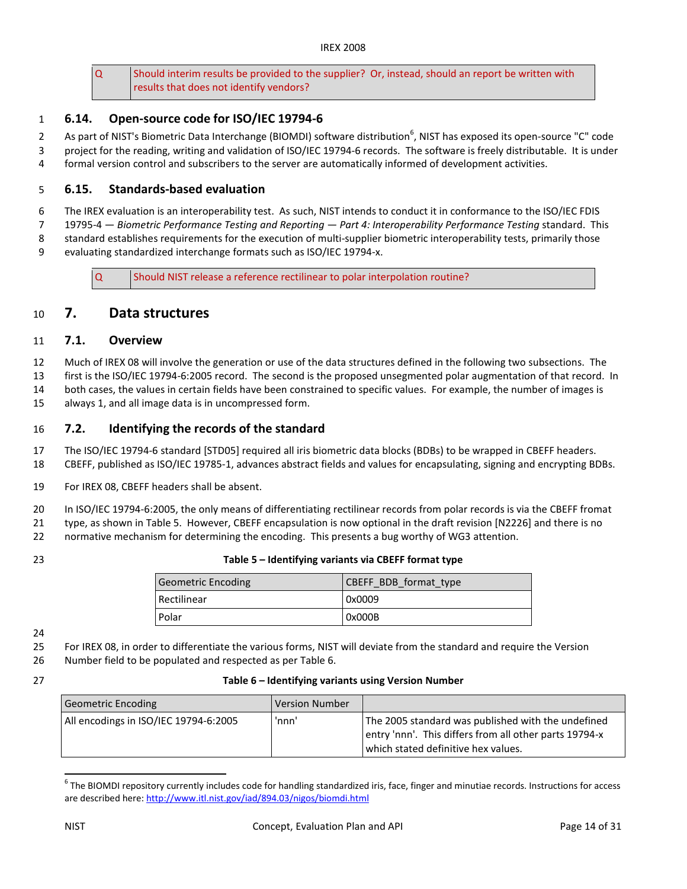| Q | Should interim results be provided to the supplier? Or, instead, should an report be written with results that does not identify vendors? |
|---|---|

## 6.14. Open-source code for ISO/IEC 19794-6

As part of NIST's Biometric Data Interchange (BIOMDI) software distribution[6], NIST has exposed its open-source "C" code project for the reading, writing and validation of ISO/IEC 19794-6 records. The software is freely distributable. It is under formal version control and subscribers to the server are automatically informed of development activities.

## 6.15. Standards-based evaluation

The IREX evaluation is an interoperability test. As such, NIST intends to conduct it in conformance to the ISO/IEC FDIS 19795-4 — *Biometric Performance Testing and Reporting — Part 4: Interoperability Performance Testing* standard. This standard establishes requirements for the execution of multi-supplier biometric interoperability tests, primarily those evaluating standardized interchange formats such as ISO/IEC 19794-x.

| Q | Should NIST release a reference rectilinear to polar interpolation routine? |
|---|---|

# 7. Data structures

## 7.1. Overview

Much of IREX 08 will involve the generation or use of the data structures defined in the following two subsections. The first is the ISO/IEC 19794-6:2005 record. The second is the proposed unsegmented polar augmentation of that record. In both cases, the values in certain fields have been constrained to specific values. For example, the number of images is always 1, and all image data is in uncompressed form.

## 7.2. Identifying the records of the standard

The ISO/IEC 19794-6 standard [STD05] required all iris biometric data blocks (BDBs) to be wrapped in CBEFF headers. CBEFF, published as ISO/IEC 19785-1, advances abstract fields and values for encapsulating, signing and encrypting BDBs.

For IREX 08, CBEFF headers shall be absent.

In ISO/IEC 19794-6:2005, the only means of differentiating rectilinear records from polar records is via the CBEFF fromat type, as shown in Table 5. However, CBEFF encapsulation is now optional in the draft revision [N2226] and there is no normative mechanism for determining the encoding. This presents a bug worthy of WG3 attention.

**Table 5 – Identifying variants via CBEFF format type**

| Geometric Encoding | CBEFF_BDB_format_type |
|---|---|
| Rectilinear | 0x0009 |
| Polar | 0x000B |

For IREX 08, in order to differentiate the various forms, NIST will deviate from the standard and require the Version Number field to be populated and respected as per Table 6.

**Table 6 – Identifying variants using Version Number**

| Geometric Encoding | Version Number | |
|---|---|---|
| All encodings in ISO/IEC 19794-6:2005 | 'nnn' | The 2005 standard was published with the undefined entry 'nnn'. This differs from all other parts 19794-x which stated definitive hex values. |

[6] The BIOMDI repository currently includes code for handling standardized iris, face, finger and minutiae records. Instructions for access are described here: http://www.itl.nist.gov/iad/894.03/nigos/biomdi.html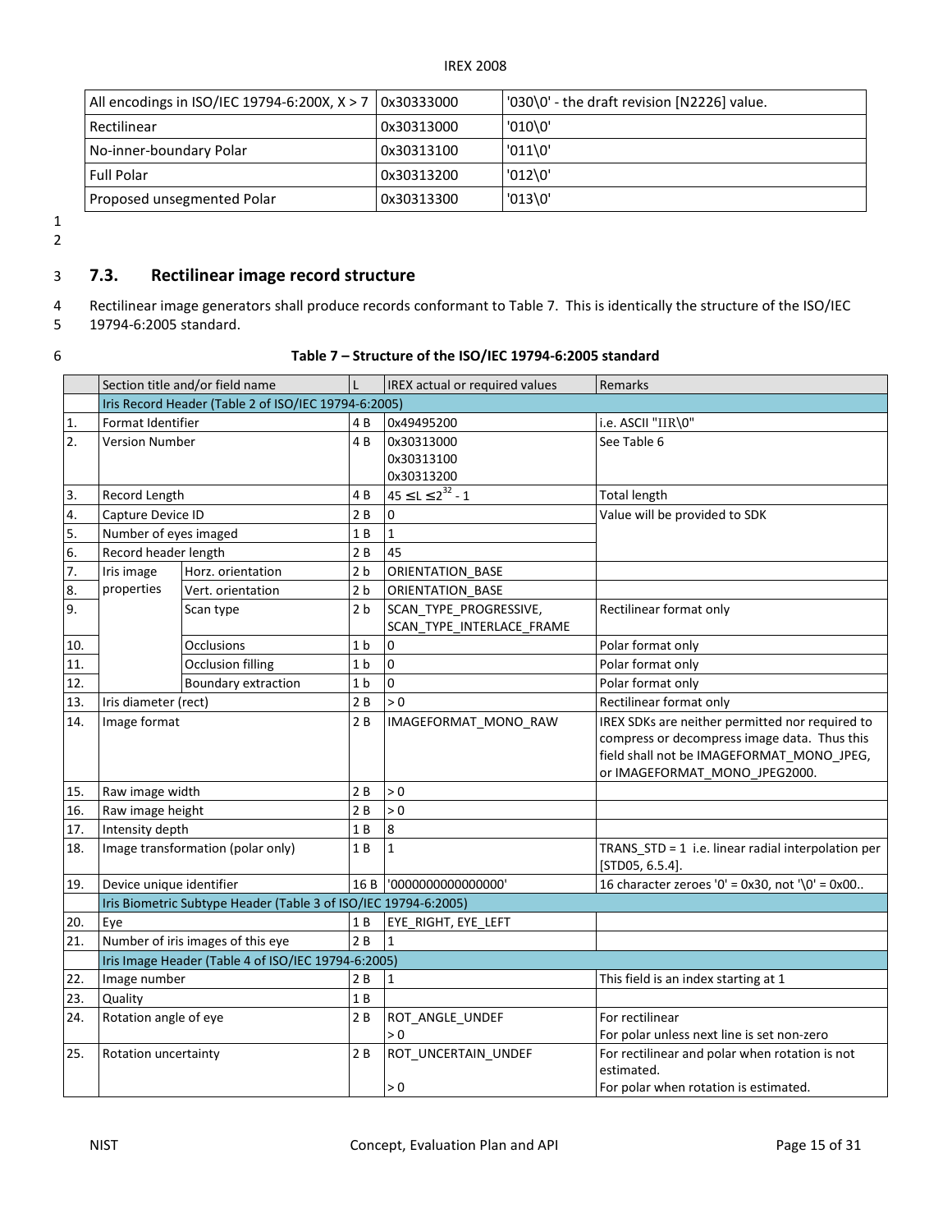| All encodings in ISO/IEC 19794-6:200X, X > 7 | 0x30333000 | '030\0' - the draft revision [N2226] value. |
|---|---|---|
| Rectilinear | 0x30313000 | '010\0' |
| No-inner-boundary Polar | 0x30313100 | '011\0' |
| Full Polar | 0x30313200 | '012\0' |
| Proposed unsegmented Polar | 0x30313300 | '013\0' |

## 7.3. Rectilinear image record structure

Rectilinear image generators shall produce records conformant to Table 7. This is identically the structure of the ISO/IEC 19794-6:2005 standard.

**Table 7 – Structure of the ISO/IEC 19794-6:2005 standard**

| | Section title and/or field name | | L | IREX actual or required values | Remarks |
|---|---|---|---|---|---|
| | Iris Record Header (Table 2 of ISO/IEC 19794-6:2005) | | | | |
| 1. | Format Identifier | | 4 B | 0x49495200 | i.e. ASCII "IIR\0" |
| 2. | Version Number | | 4 B | 0x30313000<br>0x30313100<br>0x30313200 | See Table 6 |
| 3. | Record Length | | 4 B | $45 \leq L \leq 2^{32} - 1$ | Total length |
| 4. | Capture Device ID | | 2 B | 0 | Value will be provided to SDK |
| 5. | Number of eyes imaged | | 1 B | 1 | |
| 6. | Record header length | | 2 B | 45 | |
| 7. | Iris image properties | Horz. orientation | 2 b | ORIENTATION_BASE | |
| 8. | | Vert. orientation | 2 b | ORIENTATION_BASE | |
| 9. | | Scan type | 2 b | SCAN_TYPE_PROGRESSIVE,<br>SCAN_TYPE_INTERLACE_FRAME | Rectilinear format only |
| 10. | | Occlusions | 1 b | 0 | Polar format only |
| 11. | | Occlusion filling | 1 b | 0 | Polar format only |
| 12. | | Boundary extraction | 1 b | 0 | Polar format only |
| 13. | Iris diameter (rect) | | 2 B | > 0 | Rectilinear format only |
| 14. | Image format | | 2 B | IMAGEFORMAT_MONO_RAW | IREX SDKs are neither permitted nor required to compress or decompress image data. Thus this field shall not be IMAGEFORMAT_MONO_JPEG, or IMAGEFORMAT_MONO_JPEG2000. |
| 15. | Raw image width | | 2 B | > 0 | |
| 16. | Raw image height | | 2 B | > 0 | |
| 17. | Intensity depth | | 1 B | 8 | |
| 18. | Image transformation (polar only) | | 1 B | 1 | TRANS_STD = 1 i.e. linear radial interpolation per [STD05, 6.5.4]. |
| 19. | Device unique identifier | | 16 B | '0000000000000000' | 16 character zeroes '0' = 0x30, not '\0' = 0x00.. |
| | Iris Biometric Subtype Header (Table 3 of ISO/IEC 19794-6:2005) | | | | |
| 20. | Eye | | 1 B | EYE_RIGHT, EYE_LEFT | |
| 21. | Number of iris images of this eye | | 2 B | 1 | |
| | Iris Image Header (Table 4 of ISO/IEC 19794-6:2005) | | | | |
| 22. | Image number | | 2 B | 1 | This field is an index starting at 1 |
| 23. | Quality | | 1 B | | |
| 24. | Rotation angle of eye | | 2 B | ROT_ANGLE_UNDEF<br>> 0 | For rectilinear<br>For polar unless next line is set non-zero |
| 25. | Rotation uncertainty | | 2 B | ROT_UNCERTAIN_UNDEF<br>> 0 | For rectilinear and polar when rotation is not estimated.<br>For polar when rotation is estimated. |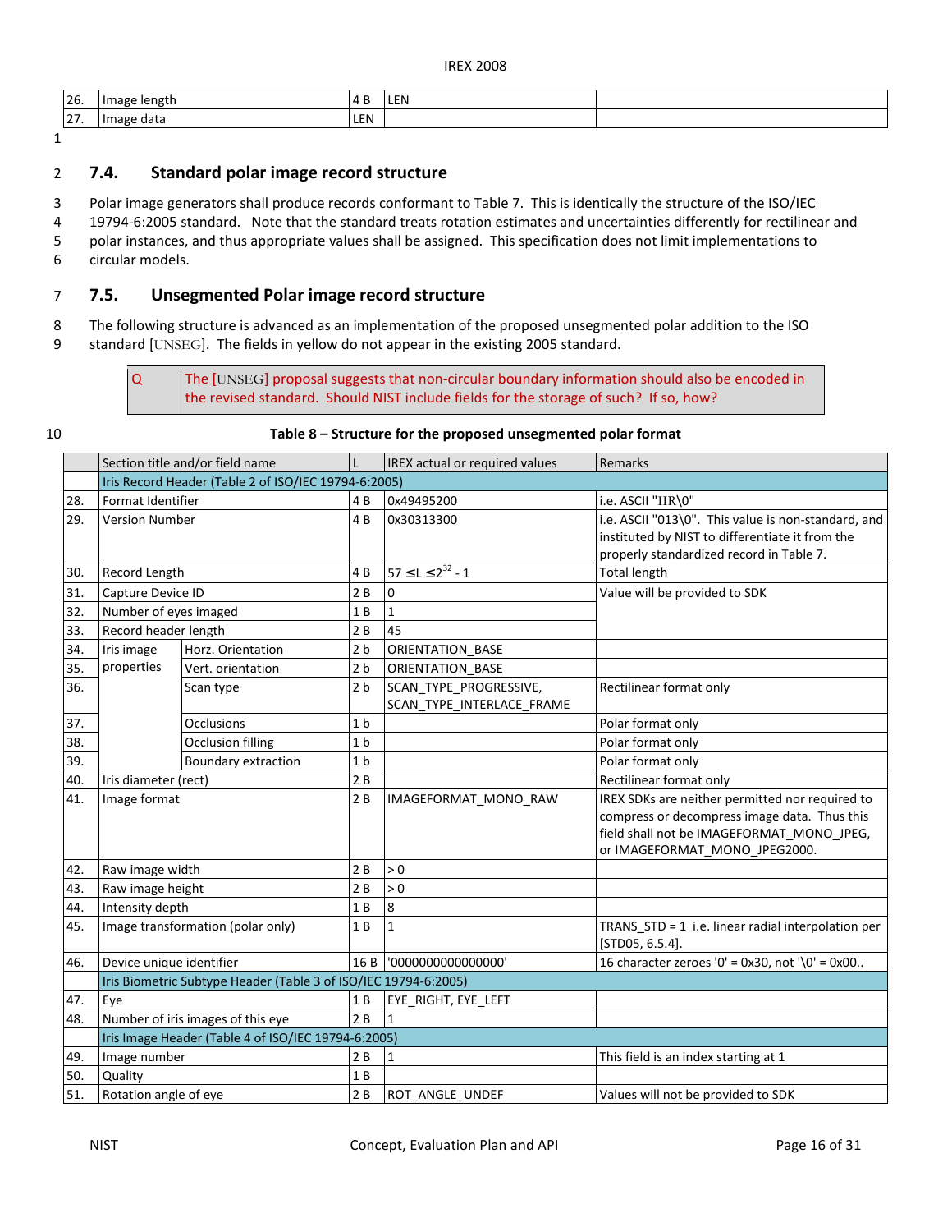| 26. | Image length | 4 B | LEN | |
|---|---|---|---|---|
| 27. | Image data | LEN | | |

## 7.4. Standard polar image record structure

Polar image generators shall produce records conformant to Table 7. This is identically the structure of the ISO/IEC 19794-6:2005 standard. Note that the standard treats rotation estimates and uncertainties differently for rectilinear and polar instances, and thus appropriate values shall be assigned. This specification does not limit implementations to circular models.

## 7.5. Unsegmented Polar image record structure

The following structure is advanced as an implementation of the proposed unsegmented polar addition to the ISO standard [UNSEG]. The fields in yellow do not appear in the existing 2005 standard.

| Q | The [UNSEG] proposal suggests that non-circular boundary information should also be encoded in the revised standard. Should NIST include fields for the storage of such? If so, how? |
|---|---|

**Table 8 – Structure for the proposed unsegmented polar format**

| | Section title and/or field name | | L | IREX actual or required values | Remarks |
|---|---|---|---|---|---|
| | Iris Record Header (Table 2 of ISO/IEC 19794-6:2005) | | | | |
| 28. | Format Identifier | | 4 B | 0x49495200 | i.e. ASCII "IIR\0" |
| 29. | Version Number | | 4 B | 0x30313300 | i.e. ASCII "013\0". This value is non-standard, and instituted by NIST to differentiate it from the properly standardized record in Table 7. |
| 30. | Record Length | | 4 B | $57 \leq L \leq 2^{32} - 1$ | Total length |
| 31. | Capture Device ID | | 2 B | 0 | Value will be provided to SDK |
| 32. | Number of eyes imaged | | 1 B | 1 | |
| 33. | Record header length | | 2 B | 45 | |
| 34. | Iris image properties | Horz. Orientation | 2 b | ORIENTATION_BASE | |
| 35. | | Vert. orientation | 2 b | ORIENTATION_BASE | |
| 36. | | Scan type | 2 b | SCAN_TYPE_PROGRESSIVE, SCAN_TYPE_INTERLACE_FRAME | Rectilinear format only |
| 37. | | Occlusions | 1 b | | Polar format only |
| 38. | | Occlusion filling | 1 b | | Polar format only |
| 39. | | Boundary extraction | 1 b | | Polar format only |
| 40. | Iris diameter (rect) | | 2 B | | Rectilinear format only |
| 41. | Image format | | 2 B | IMAGEFORMAT_MONO_RAW | IREX SDKs are neither permitted nor required to compress or decompress image data. Thus this field shall not be IMAGEFORMAT_MONO_JPEG, or IMAGEFORMAT_MONO_JPEG2000. |
| 42. | Raw image width | | 2 B | > 0 | |
| 43. | Raw image height | | 2 B | > 0 | |
| 44. | Intensity depth | | 1 B | 8 | |
| 45. | Image transformation (polar only) | | 1 B | 1 | TRANS_STD = 1 i.e. linear radial interpolation per [STD05, 6.5.4]. |
| 46. | Device unique identifier | | 16 B | '0000000000000000' | 16 character zeroes '0' = 0x30, not '\0' = 0x00.. |
| | Iris Biometric Subtype Header (Table 3 of ISO/IEC 19794-6:2005) | | | | |
| 47. | Eye | | 1 B | EYE_RIGHT, EYE_LEFT | |
| 48. | Number of iris images of this eye | | 2 B | 1 | |
| | Iris Image Header (Table 4 of ISO/IEC 19794-6:2005) | | | | |
| 49. | Image number | | 2 B | 1 | This field is an index starting at 1 |
| 50. | Quality | | 1 B | | |
| 51. | Rotation angle of eye | | 2 B | ROT_ANGLE_UNDEF | Values will not be provided to SDK |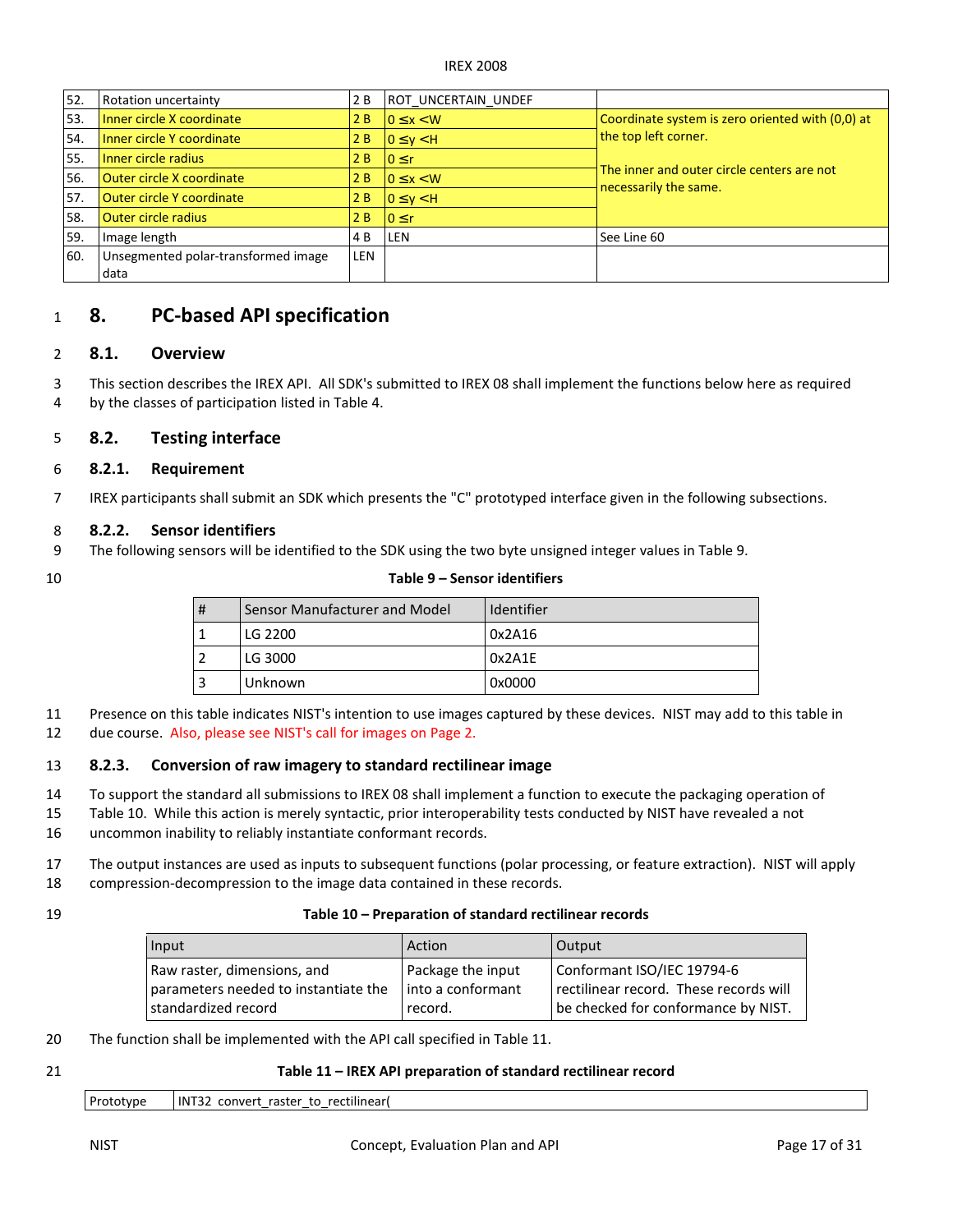| | | | | |
|---|---|---|---|---|
| 52. | Rotation uncertainty | 2 B | ROT_UNCERTAIN_UNDEF | |
| 53. | Inner circle X coordinate | 2 B | 0 ≤x <W | Coordinate system is zero oriented with (0,0) at the top left corner. The inner and outer circle centers are not necessarily the same. |
| 54. | Inner circle Y coordinate | 2 B | 0 ≤y <H | |
| 55. | Inner circle radius | 2 B | 0 ≤r | |
| 56. | Outer circle X coordinate | 2 B | 0 ≤x <W | |
| 57. | Outer circle Y coordinate | 2 B | 0 ≤y <H | |
| 58. | Outer circle radius | 2 B | 0 ≤r | |
| 59. | Image length | 4 B | LEN | See Line 60 |
| 60. | Unsegmented polar-transformed image data | LEN | | |

# 8. PC-based API specification

## 8.1. Overview

This section describes the IREX API. All SDK's submitted to IREX 08 shall implement the functions below here as required by the classes of participation listed in Table 4.

## 8.2. Testing interface

### 8.2.1. Requirement

IREX participants shall submit an SDK which presents the "C" prototyped interface given in the following subsections.

### 8.2.2. Sensor identifiers

The following sensors will be identified to the SDK using the two byte unsigned integer values in Table 9.

**Table 9 – Sensor identifiers**

| # | Sensor Manufacturer and Model | Identifier |
|---|---|---|
| 1 | LG 2200 | 0x2A16 |
| 2 | LG 3000 | 0x2A1E |
| 3 | Unknown | 0x0000 |

Presence on this table indicates NIST's intention to use images captured by these devices. NIST may add to this table in due course. Also, please see NIST's call for images on Page 2.

### 8.2.3. Conversion of raw imagery to standard rectilinear image

To support the standard all submissions to IREX 08 shall implement a function to execute the packaging operation of Table 10. While this action is merely syntactic, prior interoperability tests conducted by NIST have revealed a not uncommon inability to reliably instantiate conformant records.

The output instances are used as inputs to subsequent functions (polar processing, or feature extraction). NIST will apply compression-decompression to the image data contained in these records.

**Table 10 – Preparation of standard rectilinear records**

| Input | Action | Output |
|---|---|---|
| Raw raster, dimensions, and parameters needed to instantiate the standardized record | Package the input into a conformant record. | Conformant ISO/IEC 19794-6 rectilinear record. These records will be checked for conformance by NIST. |

The function shall be implemented with the API call specified in Table 11.

**Table 11 – IREX API preparation of standard rectilinear record**

| Prototype | INT32 convert_raster_to_rectilinear( |
|---|---|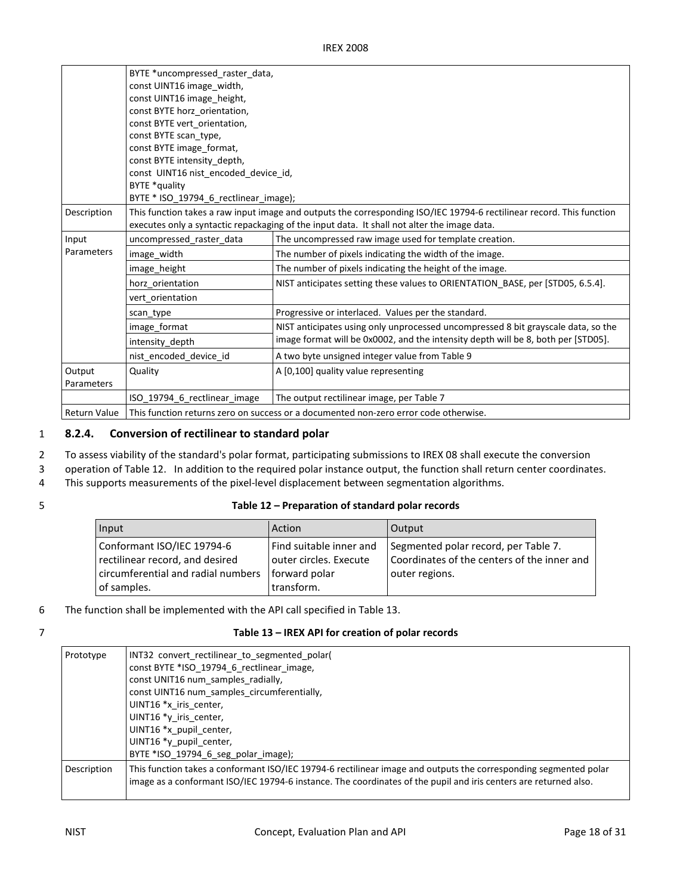| | BYTE *uncompressed_raster_data,<br>const UINT16 image_width,<br>const UINT16 image_height,<br>const BYTE horz_orientation,<br>const BYTE vert_orientation,<br>const BYTE scan_type,<br>const BYTE image_format,<br>const BYTE intensity_depth,<br>const UINT16 nist_encoded_device_id,<br>BYTE *quality<br>BYTE * ISO_19794_6_rectlinear_image); | |
|---|---|---|
| Description | This function takes a raw input image and outputs the corresponding ISO/IEC 19794-6 rectilinear record. This function executes only a syntactic repackaging of the input data. It shall not alter the image data. | |
| Input Parameters | uncompressed_raster_data | The uncompressed raw image used for template creation. |
| | image_width | The number of pixels indicating the width of the image. |
| | image_height | The number of pixels indicating the height of the image. |
| | horz_orientation | NIST anticipates setting these values to ORIENTATION_BASE, per [STD05, 6.5.4]. |
| | vert_orientation | |
| | scan_type | Progressive or interlaced. Values per the standard. |
| | image_format | NIST anticipates using only unprocessed uncompressed 8 bit grayscale data, so the image format will be 0x0002, and the intensity depth will be 8, both per [STD05]. |
| | intensity_depth | |
| | nist_encoded_device_id | A two byte unsigned integer value from Table 9 |
| Output Parameters | Quality | A [0,100] quality value representing |
| | ISO_19794_6_rectlinear_image | The output rectilinear image, per Table 7 |
| Return Value | This function returns zero on success or a documented non-zero error code otherwise. | |

### 8.2.4. Conversion of rectilinear to standard polar

To assess viability of the standard's polar format, participating submissions to IREX 08 shall execute the conversion operation of Table 12. In addition to the required polar instance output, the function shall return center coordinates. This supports measurements of the pixel-level displacement between segmentation algorithms.

**Table 12 – Preparation of standard polar records**

| Input | Action | Output |
|---|---|---|
| Conformant ISO/IEC 19794-6 rectilinear record, and desired circumferential and radial numbers of samples. | Find suitable inner and outer circles. Execute forward polar transform. | Segmented polar record, per Table 7. Coordinates of the centers of the inner and outer regions. |

The function shall be implemented with the API call specified in Table 13.

**Table 13 – IREX API for creation of polar records**

| Prototype | INT32 convert_rectilinear_to_segmented_polar(<br>const BYTE *ISO_19794_6_rectlinear_image,<br>const UNIT16 num_samples_radially,<br>const UINT16 num_samples_circumferentially,<br>UINT16 *x_iris_center,<br>UINT16 *y_iris_center,<br>UINT16 *x_pupil_center,<br>UINT16 *y_pupil_center,<br>BYTE *ISO_19794_6_seg_polar_image); |
|---|---|
| Description | This function takes a conformant ISO/IEC 19794-6 rectilinear image and outputs the corresponding segmented polar image as a conformant ISO/IEC 19794-6 instance. The coordinates of the pupil and iris centers are returned also. |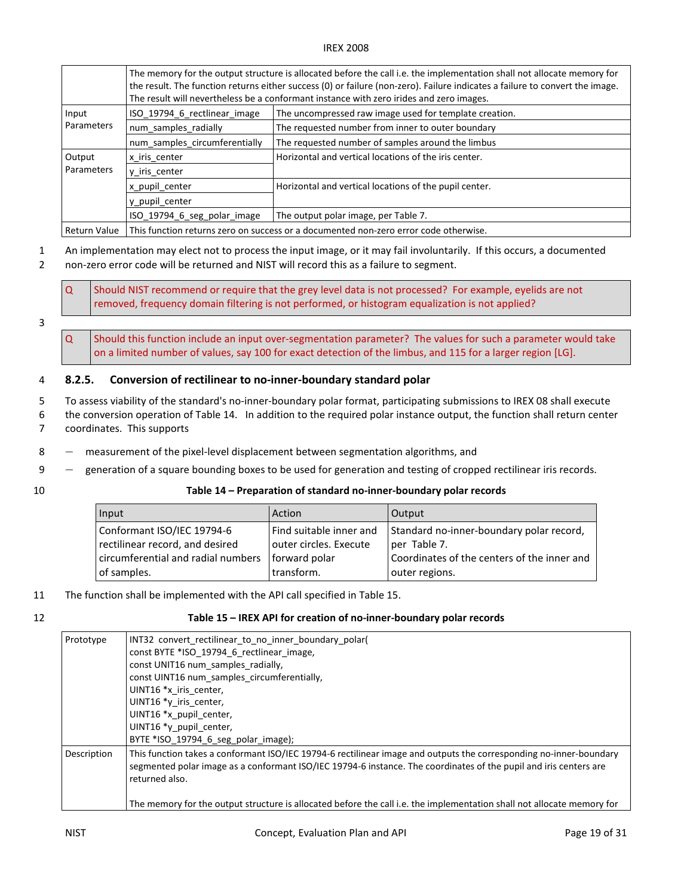| | | |
|---|---|---|
| | The memory for the output structure is allocated before the call i.e. the implementation shall not allocate memory for the result. The function returns either success (0) or failure (non-zero). Failure indicates a failure to convert the image. The result will nevertheless be a conformant instance with zero irides and zero images. | |
| Input Parameters | ISO_19794_6_rectlinear_image | The uncompressed raw image used for template creation. |
| | num_samples_radially | The requested number from inner to outer boundary |
| | num_samples_circumferentially | The requested number of samples around the limbus |
| Output Parameters | x_iris_center | Horizontal and vertical locations of the iris center. |
| | y_iris_center | |
| | x_pupil_center | Horizontal and vertical locations of the pupil center. |
| | y_pupil_center | |
| | ISO_19794_6_seg_polar_image | The output polar image, per Table 7. |
| Return Value | This function returns zero on success or a documented non-zero error code otherwise. | |

An implementation may elect not to process the input image, or it may fail involuntarily. If this occurs, a documented non-zero error code will be returned and NIST will record this as a failure to segment.

| Q | Should NIST recommend or require that the grey level data is not processed? For example, eyelids are not removed, frequency domain filtering is not performed, or histogram equalization is not applied? |
|---|---|

| Q | Should this function include an input over-segmentation parameter? The values for such a parameter would take on a limited number of values, say 100 for exact detection of the limbus, and 115 for a larger region [LG]. |
|---|---|

### 8.2.5. Conversion of rectilinear to no-inner-boundary standard polar

To assess viability of the standard's no-inner-boundary polar format, participating submissions to IREX 08 shall execute the conversion operation of Table 14. In addition to the required polar instance output, the function shall return center coordinates. This supports

- measurement of the pixel-level displacement between segmentation algorithms, and
- generation of a square bounding boxes to be used for generation and testing of cropped rectilinear iris records.

**Table 14 – Preparation of standard no-inner-boundary polar records**

| Input | Action | Output |
|---|---|---|
| Conformant ISO/IEC 19794-6 rectilinear record, and desired circumferential and radial numbers of samples. | Find suitable inner and outer circles. Execute forward polar transform. | Standard no-inner-boundary polar record, per Table 7. Coordinates of the centers of the inner and outer regions. |

The function shall be implemented with the API call specified in Table 15.

**Table 15 – IREX API for creation of no-inner-boundary polar records**

| | |
|---|---|
| Prototype | INT32 convert_rectilinear_to_no_inner_boundary_polar(<br>const BYTE *ISO_19794_6_rectlinear_image,<br>const UNIT16 num_samples_radially,<br>const UINT16 num_samples_circumferentially,<br>UINT16 *x_iris_center,<br>UINT16 *y_iris_center,<br>UINT16 *x_pupil_center,<br>UINT16 *y_pupil_center,<br>BYTE *ISO_19794_6_seg_polar_image); |
| Description | This function takes a conformant ISO/IEC 19794-6 rectilinear image and outputs the corresponding no-inner-boundary segmented polar image as a conformant ISO/IEC 19794-6 instance. The coordinates of the pupil and iris centers are returned also.<br><br>The memory for the output structure is allocated before the call i.e. the implementation shall not allocate memory for |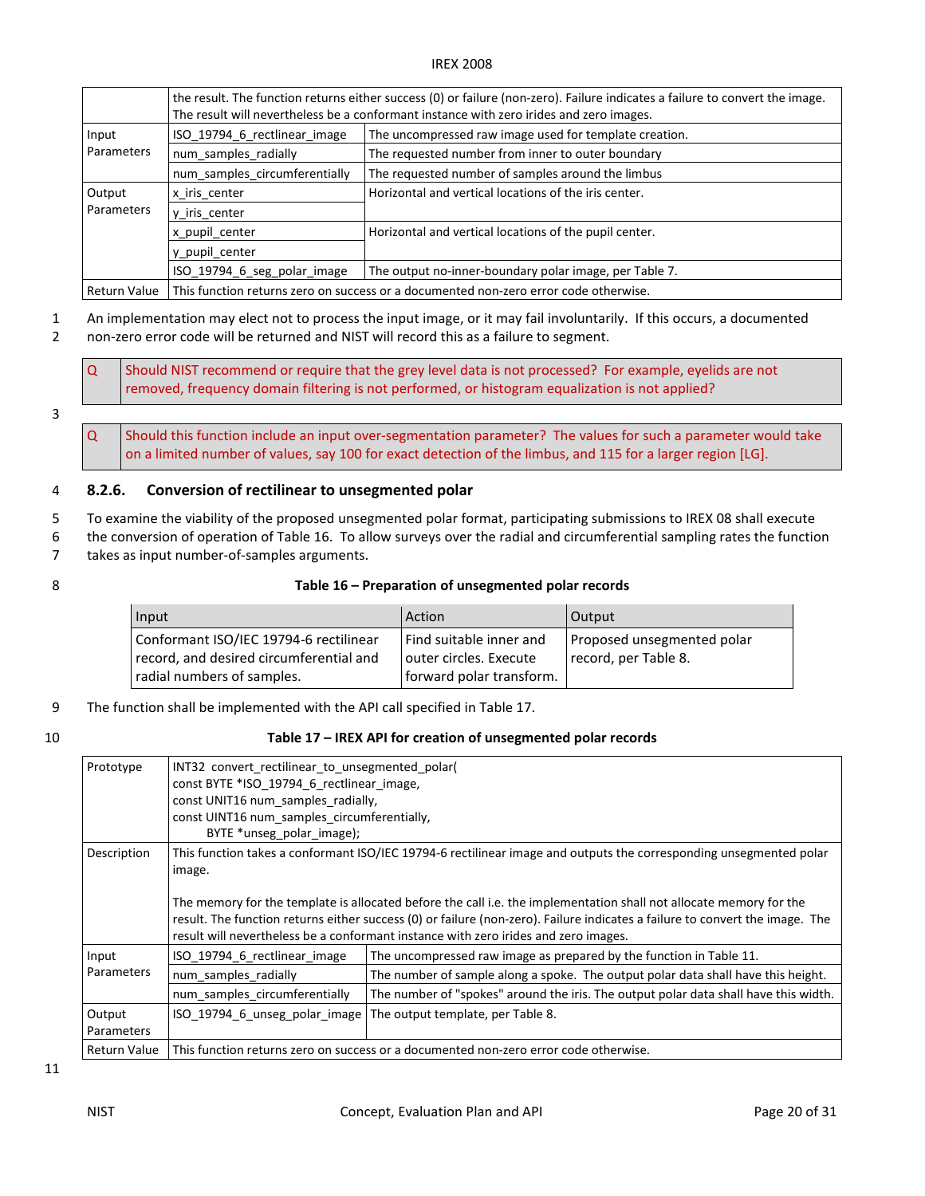| | | |
|---|---|---|
| | the result. The function returns either success (0) or failure (non-zero). Failure indicates a failure to convert the image. The result will nevertheless be a conformant instance with zero irides and zero images. | |
| Input Parameters | ISO_19794_6_rectlinear_image | The uncompressed raw image used for template creation. |
| | num_samples_radially | The requested number from inner to outer boundary |
| | num_samples_circumferentially | The requested number of samples around the limbus |
| Output Parameters | x_iris_center | Horizontal and vertical locations of the iris center. |
| | y_iris_center | |
| | x_pupil_center | Horizontal and vertical locations of the pupil center. |
| | y_pupil_center | |
| | ISO_19794_6_seg_polar_image | The output no-inner-boundary polar image, per Table 7. |
| Return Value | This function returns zero on success or a documented non-zero error code otherwise. | |

An implementation may elect not to process the input image, or it may fail involuntarily. If this occurs, a documented non-zero error code will be returned and NIST will record this as a failure to segment.

| Q | Should NIST recommend or require that the grey level data is not processed? For example, eyelids are not removed, frequency domain filtering is not performed, or histogram equalization is not applied? |
|---|---|

| Q | Should this function include an input over-segmentation parameter? The values for such a parameter would take on a limited number of values, say 100 for exact detection of the limbus, and 115 for a larger region [LG]. |
|---|---|

### 8.2.6. Conversion of rectilinear to unsegmented polar

To examine the viability of the proposed unsegmented polar format, participating submissions to IREX 08 shall execute the conversion of operation of Table 16. To allow surveys over the radial and circumferential sampling rates the function takes as input number-of-samples arguments.

**Table 16 – Preparation of unsegmented polar records**

| Input | Action | Output |
|---|---|---|
| Conformant ISO/IEC 19794-6 rectilinear record, and desired circumferential and radial numbers of samples. | Find suitable inner and outer circles. Execute forward polar transform. | Proposed unsegmented polar record, per Table 8. |

The function shall be implemented with the API call specified in Table 17.

**Table 17 – IREX API for creation of unsegmented polar records**

| | | |
|---|---|---|
| Prototype | INT32 convert_rectilinear_to_unsegmented_polar(<br>const BYTE *ISO_19794_6_rectlinear_image,<br>const UNIT16 num_samples_radially,<br>const UINT16 num_samples_circumferentially,<br>BYTE *unseg_polar_image); | |
| Description | This function takes a conformant ISO/IEC 19794-6 rectilinear image and outputs the corresponding unsegmented polar image.<br><br>The memory for the template is allocated before the call i.e. the implementation shall not allocate memory for the result. The function returns either success (0) or failure (non-zero). Failure indicates a failure to convert the image. The result will nevertheless be a conformant instance with zero irides and zero images. | |
| Input Parameters | ISO_19794_6_rectlinear_image | The uncompressed raw image as prepared by the function in Table 11. |
| | num_samples_radially | The number of sample along a spoke. The output polar data shall have this height. |
| | num_samples_circumferentially | The number of "spokes" around the iris. The output polar data shall have this width. |
| Output Parameters | ISO_19794_6_unseg_polar_image | The output template, per Table 8. |
| Return Value | This function returns zero on success or a documented non-zero error code otherwise. | |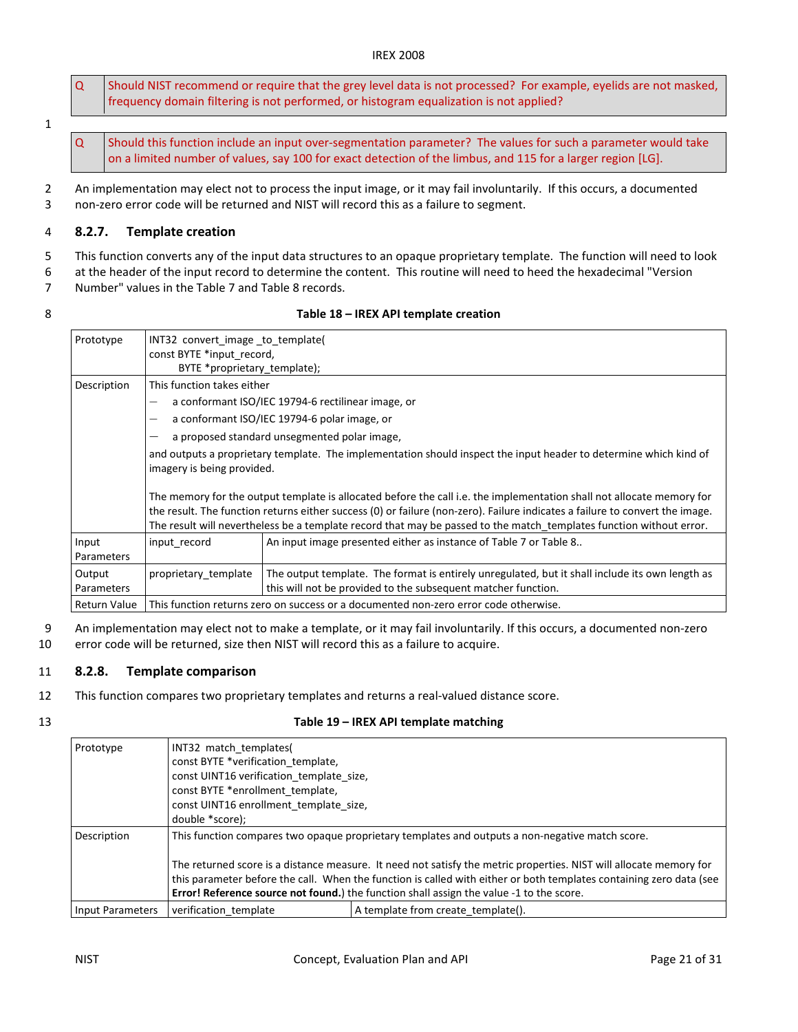| Q | Should NIST recommend or require that the grey level data is not processed? For example, eyelids are not masked, frequency domain filtering is not performed, or histogram equalization is not applied? |
|---|---|

| Q | Should this function include an input over-segmentation parameter? The values for such a parameter would take on a limited number of values, say 100 for exact detection of the limbus, and 115 for a larger region [LG]. |
|---|---|

An implementation may elect not to process the input image, or it may fail involuntarily. If this occurs, a documented non-zero error code will be returned and NIST will record this as a failure to segment.

### 8.2.7. Template creation

This function converts any of the input data structures to an opaque proprietary template. The function will need to look at the header of the input record to determine the content. This routine will need to heed the hexadecimal "Version Number" values in the Table 7 and Table 8 records.

**Table 18 – IREX API template creation**

| Prototype | INT32 convert_image _to_template(<br>const BYTE *input_record,<br>BYTE *proprietary_template); | |
|---|---|---|
| Description | This function takes either<br>— a conformant ISO/IEC 19794-6 rectilinear image, or<br>— a conformant ISO/IEC 19794-6 polar image, or<br>— a proposed standard unsegmented polar image,<br>and outputs a proprietary template. The implementation should inspect the input header to determine which kind of imagery is being provided.<br><br>The memory for the output template is allocated before the call i.e. the implementation shall not allocate memory for the result. The function returns either success (0) or failure (non-zero). Failure indicates a failure to convert the image. The result will nevertheless be a template record that may be passed to the match_templates function without error. | |
| Input Parameters | input_record | An input image presented either as instance of Table 7 or Table 8.. |
| Output Parameters | proprietary_template | The output template. The format is entirely unregulated, but it shall include its own length as this will not be provided to the subsequent matcher function. |
| Return Value | This function returns zero on success or a documented non-zero error code otherwise. | |

An implementation may elect not to make a template, or it may fail involuntarily. If this occurs, a documented non-zero error code will be returned, size then NIST will record this as a failure to acquire.

### 8.2.8. Template comparison

This function compares two proprietary templates and returns a real-valued distance score.

**Table 19 – IREX API template matching**

| Prototype | INT32 match_templates(<br>const BYTE *verification_template,<br>const UINT16 verification_template_size,<br>const BYTE *enrollment_template,<br>const UINT16 enrollment_template_size,<br>double *score); | |
|---|---|---|
| Description | This function compares two opaque proprietary templates and outputs a non-negative match score.<br><br>The returned score is a distance measure. It need not satisfy the metric properties. NIST will allocate memory for this parameter before the call. When the function is called with either or both templates containing zero data (see **Error! Reference source not found.**) the function shall assign the value -1 to the score. | |
| Input Parameters | verification_template | A template from create_template(). |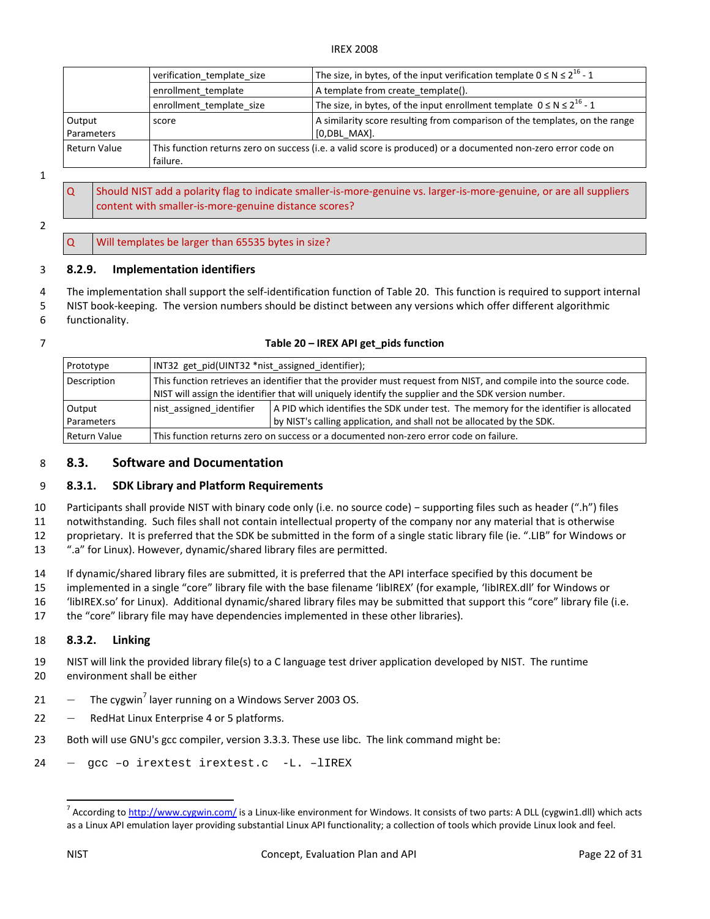| | | |
|---|---|---|
| | verification_template_size | The size, in bytes, of the input verification template $0 \le N \le 2^{16} - 1$ |
| | enrollment_template | A template from create_template(). |
| | enrollment_template_size | The size, in bytes, of the input enrollment template $0 \le N \le 2^{16} - 1$ |
| Output Parameters | score | A similarity score resulting from comparison of the templates, on the range [0,DBL_MAX]. |
| Return Value | This function returns zero on success (i.e. a valid score is produced) or a documented non-zero error code on failure. | |

| | |
|---|---|
| Q | Should NIST add a polarity flag to indicate smaller-is-more-genuine vs. larger-is-more-genuine, or are all suppliers content with smaller-is-more-genuine distance scores? |

| | |
|---|---|
| Q | Will templates be larger than 65535 bytes in size? |

#### 8.2.9. Implementation identifiers

The implementation shall support the self-identification function of Table 20. This function is required to support internal NIST book-keeping. The version numbers should be distinct between any versions which offer different algorithmic functionality.

**Table 20 – IREX API get_pids function**

| | | |
|---|---|---|
| Prototype | INT32 get_pid(UINT32 *nist_assigned_identifier); | |
| Description | This function retrieves an identifier that the provider must request from NIST, and compile into the source code. NIST will assign the identifier that will uniquely identify the supplier and the SDK version number. | |
| Output Parameters | nist_assigned_identifier | A PID which identifies the SDK under test. The memory for the identifier is allocated by NIST's calling application, and shall not be allocated by the SDK. |
| Return Value | This function returns zero on success or a documented non-zero error code on failure. | |

## 8.3. Software and Documentation

### 8.3.1. SDK Library and Platform Requirements

Participants shall provide NIST with binary code only (i.e. no source code) – supporting files such as header (".h") files notwithstanding. Such files shall not contain intellectual property of the company nor any material that is otherwise proprietary. It is preferred that the SDK be submitted in the form of a single static library file (ie. ".LIB" for Windows or ".a" for Linux). However, dynamic/shared library files are permitted.

If dynamic/shared library files are submitted, it is preferred that the API interface specified by this document be implemented in a single "core" library file with the base filename 'libIREX' (for example, 'libIREX.dll' for Windows or 'libIREX.so' for Linux). Additional dynamic/shared library files may be submitted that support this "core" library file (i.e. the "core" library file may have dependencies implemented in these other libraries).

### 8.3.2. Linking

NIST will link the provided library file(s) to a C language test driver application developed by NIST. The runtime environment shall be either

- The cygwin[7] layer running on a Windows Server 2003 OS.
- RedHat Linux Enterprise 4 or 5 platforms.

Both will use GNU's gcc compiler, version 3.3.3. These use libc. The link command might be:

```
– gcc –o irextest irextest.c -L. –lIREX
```

[7] According to http://www.cygwin.com/ is a Linux-like environment for Windows. It consists of two parts: A DLL (cygwin1.dll) which acts as a Linux API emulation layer providing substantial Linux API functionality; a collection of tools which provide Linux look and feel.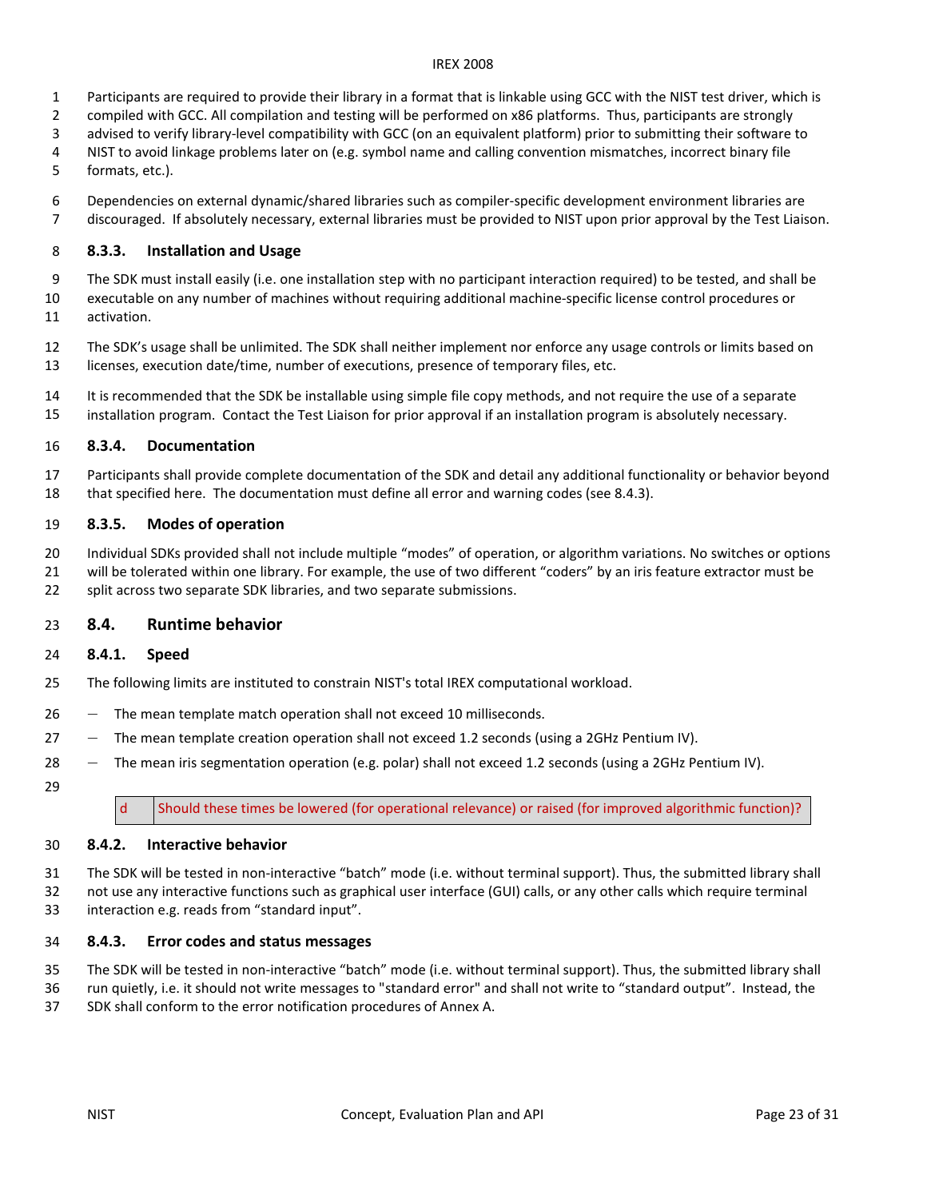Participants are required to provide their library in a format that is linkable using GCC with the NIST test driver, which is compiled with GCC. All compilation and testing will be performed on x86 platforms. Thus, participants are strongly advised to verify library-level compatibility with GCC (on an equivalent platform) prior to submitting their software to NIST to avoid linkage problems later on (e.g. symbol name and calling convention mismatches, incorrect binary file formats, etc.).

Dependencies on external dynamic/shared libraries such as compiler-specific development environment libraries are discouraged. If absolutely necessary, external libraries must be provided to NIST upon prior approval by the Test Liaison.

### 8.3.3. Installation and Usage

The SDK must install easily (i.e. one installation step with no participant interaction required) to be tested, and shall be executable on any number of machines without requiring additional machine-specific license control procedures or activation.

The SDK's usage shall be unlimited. The SDK shall neither implement nor enforce any usage controls or limits based on licenses, execution date/time, number of executions, presence of temporary files, etc.

It is recommended that the SDK be installable using simple file copy methods, and not require the use of a separate installation program. Contact the Test Liaison for prior approval if an installation program is absolutely necessary.

### 8.3.4. Documentation

Participants shall provide complete documentation of the SDK and detail any additional functionality or behavior beyond that specified here. The documentation must define all error and warning codes (see 8.4.3).

### 8.3.5. Modes of operation

Individual SDKs provided shall not include multiple "modes" of operation, or algorithm variations. No switches or options will be tolerated within one library. For example, the use of two different "coders" by an iris feature extractor must be split across two separate SDK libraries, and two separate submissions.

## 8.4. Runtime behavior

### 8.4.1. Speed

The following limits are instituted to constrain NIST's total IREX computational workload.

- The mean template match operation shall not exceed 10 milliseconds.
- The mean template creation operation shall not exceed 1.2 seconds (using a 2GHz Pentium IV).
- The mean iris segmentation operation (e.g. polar) shall not exceed 1.2 seconds (using a 2GHz Pentium IV).

| d | Should these times be lowered (for operational relevance) or raised (for improved algorithmic function)? |
|---|---|

### 8.4.2. Interactive behavior

The SDK will be tested in non-interactive "batch" mode (i.e. without terminal support). Thus, the submitted library shall not use any interactive functions such as graphical user interface (GUI) calls, or any other calls which require terminal interaction e.g. reads from "standard input".

### 8.4.3. Error codes and status messages

The SDK will be tested in non-interactive "batch" mode (i.e. without terminal support). Thus, the submitted library shall run quietly, i.e. it should not write messages to "standard error" and shall not write to "standard output". Instead, the SDK shall conform to the error notification procedures of Annex A.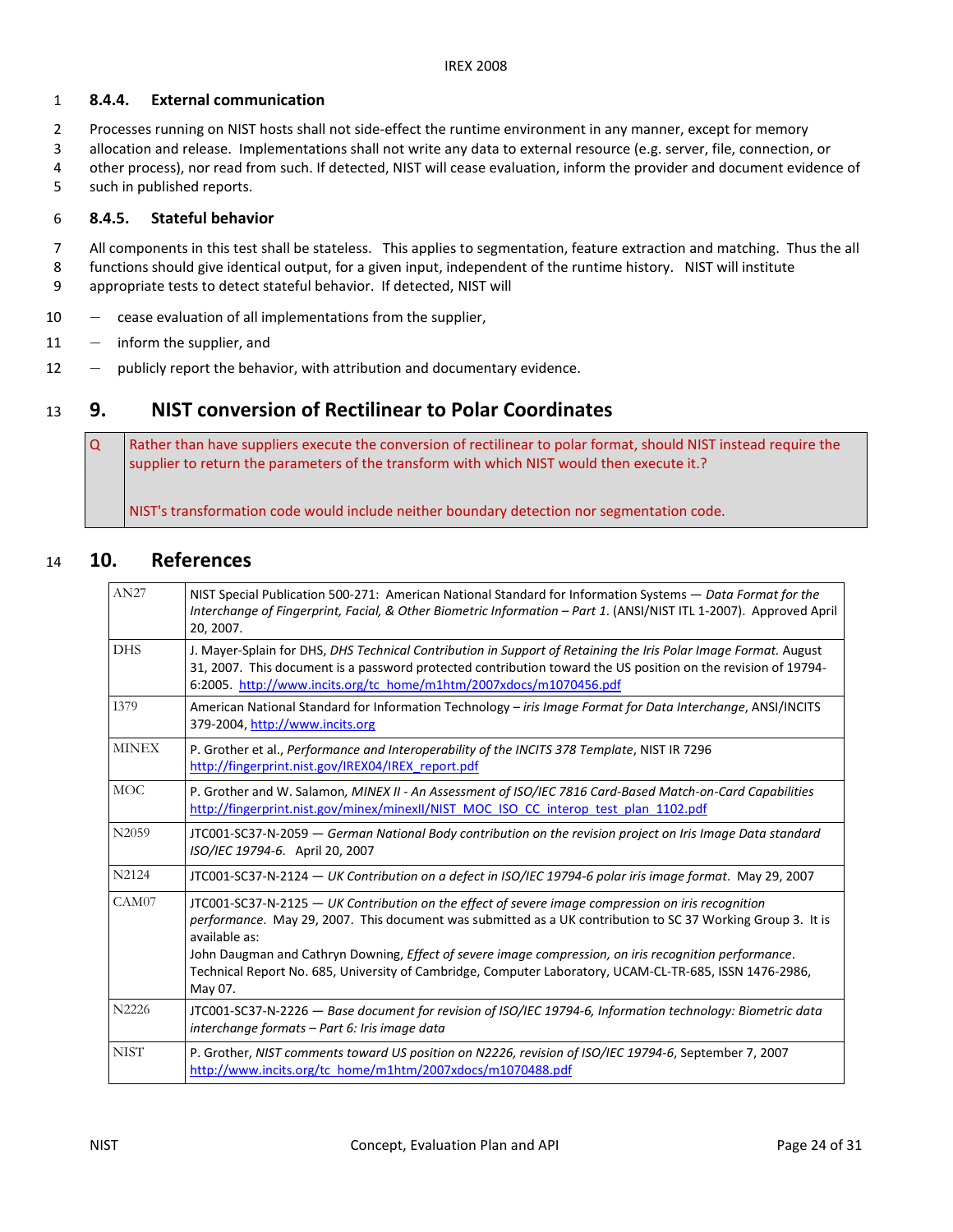#### 8.4.4. External communication

Processes running on NIST hosts shall not side-effect the runtime environment in any manner, except for memory allocation and release. Implementations shall not write any data to external resource (e.g. server, file, connection, or other process), nor read from such. If detected, NIST will cease evaluation, inform the provider and document evidence of such in published reports.

#### 8.4.5. Stateful behavior

All components in this test shall be stateless. This applies to segmentation, feature extraction and matching. Thus the all functions should give identical output, for a given input, independent of the runtime history. NIST will institute appropriate tests to detect stateful behavior. If detected, NIST will

- cease evaluation of all implementations from the supplier,
- inform the supplier, and
- publicly report the behavior, with attribution and documentary evidence.

# 9. NIST conversion of Rectilinear to Polar Coordinates

| Q | Rather than have suppliers execute the conversion of rectilinear to polar format, should NIST instead require the supplier to return the parameters of the transform with which NIST would then execute it.?<br><br>NIST's transformation code would include neither boundary detection nor segmentation code. |
|---|---|

# 10. References

| | |
|---|---|
| AN27 | NIST Special Publication 500-271: American National Standard for Information Systems — *Data Format for the Interchange of Fingerprint, Facial, & Other Biometric Information – Part 1*. (ANSI/NIST ITL 1-2007). Approved April 20, 2007. |
| DHS | J. Mayer-Splain for DHS, *DHS Technical Contribution in Support of Retaining the Iris Polar Image Format.* August 31, 2007. This document is a password protected contribution toward the US position on the revision of 19794-6:2005. http://www.incits.org/tc_home/m1htm/2007xdocs/m1070456.pdf |
| I379 | American National Standard for Information Technology – *iris Image Format for Data Interchange*, ANSI/INCITS 379-2004, http://www.incits.org |
| MINEX | P. Grother et al., *Performance and Interoperability of the INCITS 378 Template*, NIST IR 7296 http://fingerprint.nist.gov/IREX04/IREX_report.pdf |
| MOC | P. Grother and W. Salamon, *MINEX II - An Assessment of ISO/IEC 7816 Card-Based Match-on-Card Capabilities* http://fingerprint.nist.gov/minex/minexII/NIST_MOC_ISO_CC_interop_test_plan_1102.pdf |
| N2059 | JTC001-SC37-N-2059 — *German National Body contribution on the revision project on Iris Image Data standard ISO/IEC 19794-6*. April 20, 2007 |
| N2124 | JTC001-SC37-N-2124 — *UK Contribution on a defect in ISO/IEC 19794-6 polar iris image format*. May 29, 2007 |
| CAM07 | JTC001-SC37-N-2125 — *UK Contribution on the effect of severe image compression on iris recognition performance*. May 29, 2007. This document was submitted as a UK contribution to SC 37 Working Group 3. It is available as:<br>John Daugman and Cathryn Downing, *Effect of severe image compression, on iris recognition performance*. Technical Report No. 685, University of Cambridge, Computer Laboratory, UCAM-CL-TR-685, ISSN 1476-2986, May 07. |
| N2226 | JTC001-SC37-N-2226 — *Base document for revision of ISO/IEC 19794-6, Information technology: Biometric data interchange formats – Part 6: Iris image data* |
| NIST | P. Grother, *NIST comments toward US position on N2226, revision of ISO/IEC 19794-6*, September 7, 2007 http://www.incits.org/tc_home/m1htm/2007xdocs/m1070488.pdf |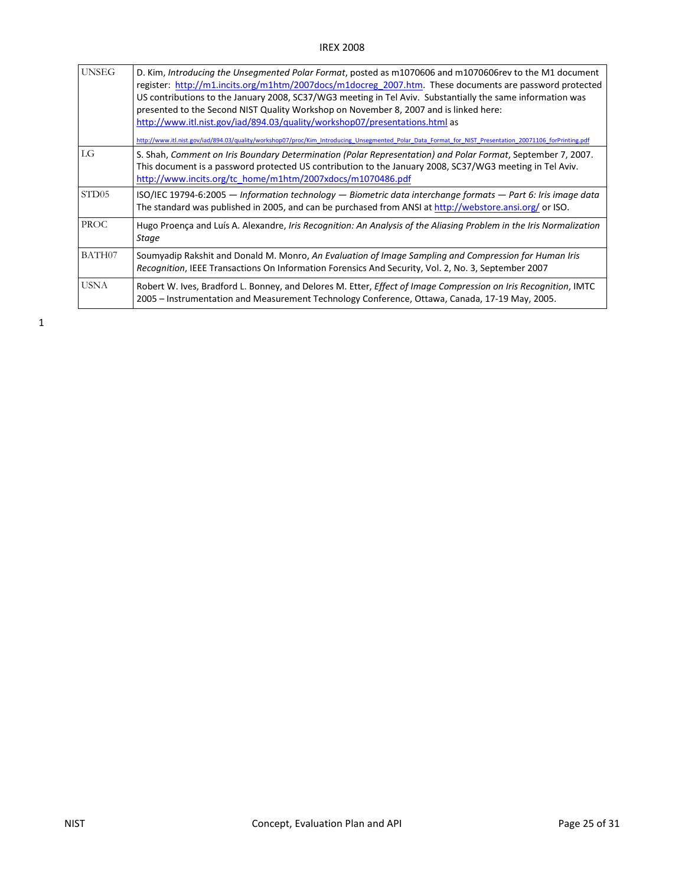| | |
|---|---|
| UNSEG | D. Kim, *Introducing the Unsegmented Polar Format*, posted as m1070606 and m1070606rev to the M1 document register: http://m1.incits.org/m1htm/2007docs/m1docreg_2007.htm. These documents are password protected US contributions to the January 2008, SC37/WG3 meeting in Tel Aviv. Substantially the same information was presented to the Second NIST Quality Workshop on November 8, 2007 and is linked here: http://www.itl.nist.gov/iad/894.03/quality/workshop07/presentations.html as http://www.itl.nist.gov/iad/894.03/quality/workshop07/proc/Kim_Introducing_Unsegmented_Polar_Data_Format_for_NIST_Presentation_20071106_forPrinting.pdf |
| LG | S. Shah, *Comment on Iris Boundary Determination (Polar Representation) and Polar Format*, September 7, 2007. This document is a password protected US contribution to the January 2008, SC37/WG3 meeting in Tel Aviv. http://www.incits.org/tc_home/m1htm/2007xdocs/m1070486.pdf |
| STD05 | ISO/IEC 19794-6:2005 — *Information technology — Biometric data interchange formats — Part 6: Iris image data* The standard was published in 2005, and can be purchased from ANSI at http://webstore.ansi.org/ or ISO. |
| PROC | Hugo Proença and Luís A. Alexandre, *Iris Recognition: An Analysis of the Aliasing Problem in the Iris Normalization Stage* |
| BATH07 | Soumyadip Rakshit and Donald M. Monro, *An Evaluation of Image Sampling and Compression for Human Iris Recognition*, IEEE Transactions On Information Forensics And Security, Vol. 2, No. 3, September 2007 |
| USNA | Robert W. Ives, Bradford L. Bonney, and Delores M. Etter, *Effect of Image Compression on Iris Recognition*, IMTC 2005 – Instrumentation and Measurement Technology Conference, Ottawa, Canada, 17-19 May, 2005. |

1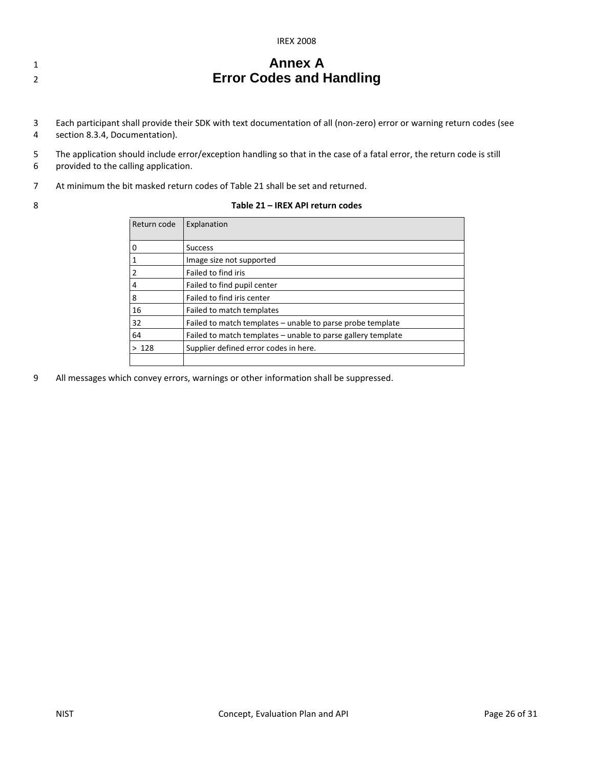# Annex A
# Error Codes and Handling

Each participant shall provide their SDK with text documentation of all (non-zero) error or warning return codes (see section 8.3.4, Documentation).

The application should include error/exception handling so that in the case of a fatal error, the return code is still provided to the calling application.

At minimum the bit masked return codes of Table 21 shall be set and returned.

**Table 21 – IREX API return codes**

| Return code | Explanation |
|---|---|
| 0 | Success |
| 1 | Image size not supported |
| 2 | Failed to find iris |
| 4 | Failed to find pupil center |
| 8 | Failed to find iris center |
| 16 | Failed to match templates |
| 32 | Failed to match templates – unable to parse probe template |
| 64 | Failed to match templates – unable to parse gallery template |
| > 128 | Supplier defined error codes in here. |
| | |

All messages which convey errors, warnings or other information shall be suppressed.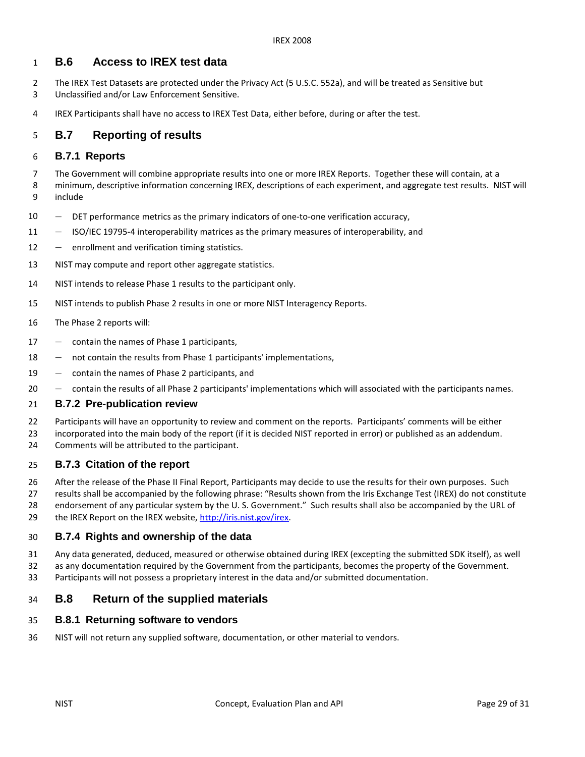## B.6 Access to IREX test data

The IREX Test Datasets are protected under the Privacy Act (5 U.S.C. 552a), and will be treated as Sensitive but Unclassified and/or Law Enforcement Sensitive.

IREX Participants shall have no access to IREX Test Data, either before, during or after the test.

## B.7 Reporting of results

### B.7.1 Reports

The Government will combine appropriate results into one or more IREX Reports. Together these will contain, at a minimum, descriptive information concerning IREX, descriptions of each experiment, and aggregate test results. NIST will include

- DET performance metrics as the primary indicators of one-to-one verification accuracy,
- ISO/IEC 19795-4 interoperability matrices as the primary measures of interoperability, and
- enrollment and verification timing statistics.

NIST may compute and report other aggregate statistics.

NIST intends to release Phase 1 results to the participant only.

NIST intends to publish Phase 2 results in one or more NIST Interagency Reports.

The Phase 2 reports will:

- contain the names of Phase 1 participants,
- not contain the results from Phase 1 participants' implementations,
- contain the names of Phase 2 participants, and
- contain the results of all Phase 2 participants' implementations which will associated with the participants names.

### B.7.2 Pre-publication review

Participants will have an opportunity to review and comment on the reports. Participants' comments will be either incorporated into the main body of the report (if it is decided NIST reported in error) or published as an addendum. Comments will be attributed to the participant.

### B.7.3 Citation of the report

After the release of the Phase II Final Report, Participants may decide to use the results for their own purposes. Such results shall be accompanied by the following phrase: "Results shown from the Iris Exchange Test (IREX) do not constitute endorsement of any particular system by the U. S. Government." Such results shall also be accompanied by the URL of the IREX Report on the IREX website, http://iris.nist.gov/irex.

### B.7.4 Rights and ownership of the data

Any data generated, deduced, measured or otherwise obtained during IREX (excepting the submitted SDK itself), as well as any documentation required by the Government from the participants, becomes the property of the Government. Participants will not possess a proprietary interest in the data and/or submitted documentation.

## B.8 Return of the supplied materials

### B.8.1 Returning software to vendors

NIST will not return any supplied software, documentation, or other material to vendors.